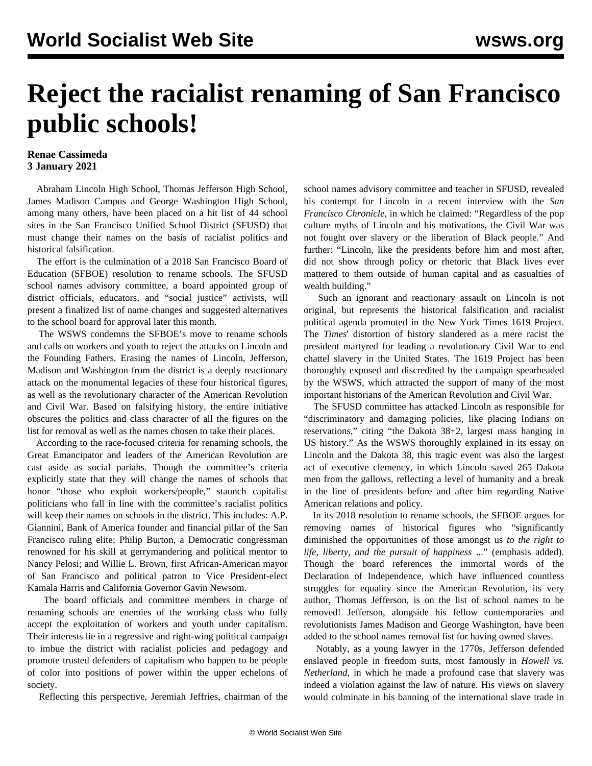# Reject the racialist renaming of San Francisco public schools!

**Renae Cassimeda**
**3 January 2021**

Abraham Lincoln High School, Thomas Jefferson High School, James Madison Campus and George Washington High School, among many others, have been placed on a hit list of 44 school sites in the San Francisco Unified School District (SFUSD) that must change their names on the basis of racialist politics and historical falsification.

The effort is the culmination of a 2018 San Francisco Board of Education (SFBOE) resolution to rename schools. The SFUSD school names advisory committee, a board appointed group of district officials, educators, and "social justice" activists, will present a finalized list of name changes and suggested alternatives to the school board for approval later this month.

The WSWS condemns the SFBOE's move to rename schools and calls on workers and youth to reject the attacks on Lincoln and the Founding Fathers. Erasing the names of Lincoln, Jefferson, Madison and Washington from the district is a deeply reactionary attack on the monumental legacies of these four historical figures, as well as the revolutionary character of the American Revolution and Civil War. Based on falsifying history, the entire initiative obscures the politics and class character of all the figures on the list for removal as well as the names chosen to take their places.

According to the race-focused criteria for renaming schools, the Great Emancipator and leaders of the American Revolution are cast aside as social pariahs. Though the committee's criteria explicitly state that they will change the names of schools that honor "those who exploit workers/people," staunch capitalist politicians who fall in line with the committee's racialist politics will keep their names on schools in the district. This includes: A.P. Giannini, Bank of America founder and financial pillar of the San Francisco ruling elite; Philip Burton, a Democratic congressman renowned for his skill at gerrymandering and political mentor to Nancy Pelosi; and Willie L. Brown, first African-American mayor of San Francisco and political patron to Vice President-elect Kamala Harris and California Governor Gavin Newsom.

The board officials and committee members in charge of renaming schools are enemies of the working class who fully accept the exploitation of workers and youth under capitalism. Their interests lie in a regressive and right-wing political campaign to imbue the district with racialist policies and pedagogy and promote trusted defenders of capitalism who happen to be people of color into positions of power within the upper echelons of society.

Reflecting this perspective, Jeremiah Jeffries, chairman of the school names advisory committee and teacher in SFUSD, revealed his contempt for Lincoln in a recent interview with the *San Francisco Chronicle*, in which he claimed: "Regardless of the pop culture myths of Lincoln and his motivations, the Civil War was not fought over slavery or the liberation of Black people." And further: "Lincoln, like the presidents before him and most after, did not show through policy or rhetoric that Black lives ever mattered to them outside of human capital and as casualties of wealth building."

Such an ignorant and reactionary assault on Lincoln is not original, but represents the historical falsification and racialist political agenda promoted in the New York Times 1619 Project. The *Times*' distortion of history slandered as a mere racist the president martyred for leading a revolutionary Civil War to end chattel slavery in the United States. The 1619 Project has been thoroughly exposed and discredited by the campaign spearheaded by the WSWS, which attracted the support of many of the most important historians of the American Revolution and Civil War.

The SFUSD committee has attacked Lincoln as responsible for "discriminatory and damaging policies, like placing Indians on reservations," citing "the Dakota 38+2, largest mass hanging in US history." As the WSWS thoroughly explained in its essay on Lincoln and the Dakota 38, this tragic event was also the largest act of executive clemency, in which Lincoln saved 265 Dakota men from the gallows, reflecting a level of humanity and a break in the line of presidents before and after him regarding Native American relations and policy.

In its 2018 resolution to rename schools, the SFBOE argues for removing names of historical figures who "significantly diminished the opportunities of those amongst us *to the right to life, liberty, and the pursuit of happiness* ..." (emphasis added). Though the board references the immortal words of the Declaration of Independence, which have influenced countless struggles for equality since the American Revolution, its very author, Thomas Jefferson, is on the list of school names to be removed! Jefferson, alongside his fellow contemporaries and revolutionists James Madison and George Washington, have been added to the school names removal list for having owned slaves.

Notably, as a young lawyer in the 1770s, Jefferson defended enslaved people in freedom suits, most famously in *Howell vs. Netherland*, in which he made a profound case that slavery was indeed a violation against the law of nature. His views on slavery would culminate in his banning of the international slave trade in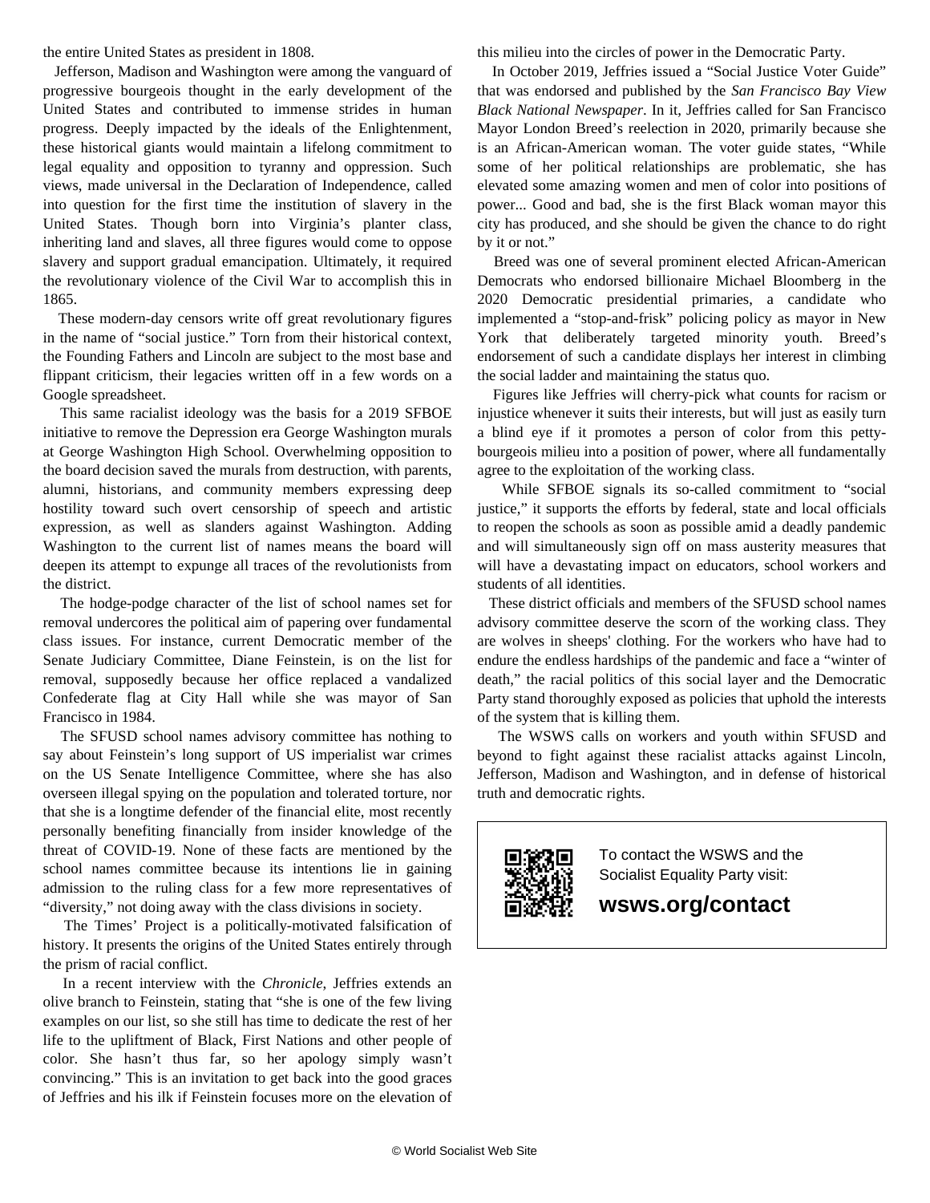the entire United States as president in 1808.

Jefferson, Madison and Washington were among the vanguard of progressive bourgeois thought in the early development of the United States and contributed to immense strides in human progress. Deeply impacted by the ideals of the Enlightenment, these historical giants would maintain a lifelong commitment to legal equality and opposition to tyranny and oppression. Such views, made universal in the Declaration of Independence, called into question for the first time the institution of slavery in the United States. Though born into Virginia's planter class, inheriting land and slaves, all three figures would come to oppose slavery and support gradual emancipation. Ultimately, it required the revolutionary violence of the Civil War to accomplish this in 1865.

These modern-day censors write off great revolutionary figures in the name of "social justice." Torn from their historical context, the Founding Fathers and Lincoln are subject to the most base and flippant criticism, their legacies written off in a few words on a Google spreadsheet.

This same racialist ideology was the basis for a 2019 SFBOE initiative to remove the Depression era George Washington murals at George Washington High School. Overwhelming opposition to the board decision saved the murals from destruction, with parents, alumni, historians, and community members expressing deep hostility toward such overt censorship of speech and artistic expression, as well as slanders against Washington. Adding Washington to the current list of names means the board will deepen its attempt to expunge all traces of the revolutionists from the district.

The hodge-podge character of the list of school names set for removal undercores the political aim of papering over fundamental class issues. For instance, current Democratic member of the Senate Judiciary Committee, Diane Feinstein, is on the list for removal, supposedly because her office replaced a vandalized Confederate flag at City Hall while she was mayor of San Francisco in 1984.

The SFUSD school names advisory committee has nothing to say about Feinstein's long support of US imperialist war crimes on the US Senate Intelligence Committee, where she has also overseen illegal spying on the population and tolerated torture, nor that she is a longtime defender of the financial elite, most recently personally benefiting financially from insider knowledge of the threat of COVID-19. None of these facts are mentioned by the school names committee because its intentions lie in gaining admission to the ruling class for a few more representatives of "diversity," not doing away with the class divisions in society.

The Times' Project is a politically-motivated falsification of history. It presents the origins of the United States entirely through the prism of racial conflict.

In a recent interview with the *Chronicle*, Jeffries extends an olive branch to Feinstein, stating that "she is one of the few living examples on our list, so she still has time to dedicate the rest of her life to the upliftment of Black, First Nations and other people of color. She hasn't thus far, so her apology simply wasn't convincing." This is an invitation to get back into the good graces of Jeffries and his ilk if Feinstein focuses more on the elevation of this milieu into the circles of power in the Democratic Party.

In October 2019, Jeffries issued a "Social Justice Voter Guide" that was endorsed and published by the *San Francisco Bay View Black National Newspaper*. In it, Jeffries called for San Francisco Mayor London Breed's reelection in 2020, primarily because she is an African-American woman. The voter guide states, "While some of her political relationships are problematic, she has elevated some amazing women and men of color into positions of power... Good and bad, she is the first Black woman mayor this city has produced, and she should be given the chance to do right by it or not."

Breed was one of several prominent elected African-American Democrats who endorsed billionaire Michael Bloomberg in the 2020 Democratic presidential primaries, a candidate who implemented a "stop-and-frisk" policing policy as mayor in New York that deliberately targeted minority youth. Breed's endorsement of such a candidate displays her interest in climbing the social ladder and maintaining the status quo.

Figures like Jeffries will cherry-pick what counts for racism or injustice whenever it suits their interests, but will just as easily turn a blind eye if it promotes a person of color from this petty-bourgeois milieu into a position of power, where all fundamentally agree to the exploitation of the working class.

While SFBOE signals its so-called commitment to "social justice," it supports the efforts by federal, state and local officials to reopen the schools as soon as possible amid a deadly pandemic and will simultaneously sign off on mass austerity measures that will have a devastating impact on educators, school workers and students of all identities.

These district officials and members of the SFUSD school names advisory committee deserve the scorn of the working class. They are wolves in sheeps' clothing. For the workers who have had to endure the endless hardships of the pandemic and face a "winter of death," the racial politics of this social layer and the Democratic Party stand thoroughly exposed as policies that uphold the interests of the system that is killing them.

The WSWS calls on workers and youth within SFUSD and beyond to fight against these racialist attacks against Lincoln, Jefferson, Madison and Washington, and in defense of historical truth and democratic rights.

To contact the WSWS and the Socialist Equality Party visit:

**wsws.org/contact**